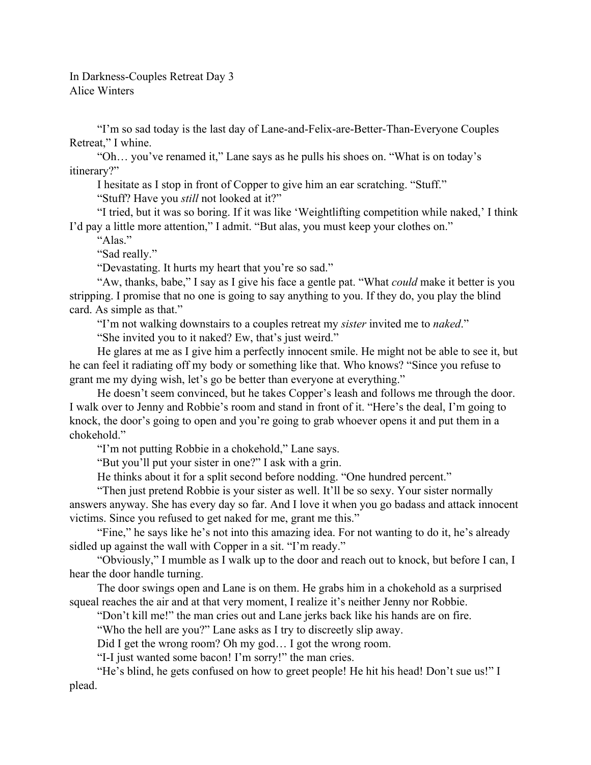In Darkness-Couples Retreat Day 3
Alice Winters

"I'm so sad today is the last day of Lane-and-Felix-are-Better-Than-Everyone Couples Retreat," I whine.

"Oh… you've renamed it," Lane says as he pulls his shoes on. "What is on today's itinerary?"

I hesitate as I stop in front of Copper to give him an ear scratching. "Stuff."

"Stuff? Have you *still* not looked at it?"

"I tried, but it was so boring. If it was like 'Weightlifting competition while naked,' I think I'd pay a little more attention," I admit. "But alas, you must keep your clothes on."

"Alas."

"Sad really."

"Devastating. It hurts my heart that you're so sad."

"Aw, thanks, babe," I say as I give his face a gentle pat. "What *could* make it better is you stripping. I promise that no one is going to say anything to you. If they do, you play the blind card. As simple as that."

"I'm not walking downstairs to a couples retreat my *sister* invited me to *naked*."

"She invited you to it naked? Ew, that's just weird."

He glares at me as I give him a perfectly innocent smile. He might not be able to see it, but he can feel it radiating off my body or something like that. Who knows? "Since you refuse to grant me my dying wish, let's go be better than everyone at everything."

He doesn't seem convinced, but he takes Copper's leash and follows me through the door. I walk over to Jenny and Robbie's room and stand in front of it. "Here's the deal, I'm going to knock, the door's going to open and you're going to grab whoever opens it and put them in a chokehold."

"I'm not putting Robbie in a chokehold," Lane says.

"But you'll put your sister in one?" I ask with a grin.

He thinks about it for a split second before nodding. "One hundred percent."

"Then just pretend Robbie is your sister as well. It'll be so sexy. Your sister normally answers anyway. She has every day so far. And I love it when you go badass and attack innocent victims. Since you refused to get naked for me, grant me this."

"Fine," he says like he's not into this amazing idea. For not wanting to do it, he's already sidled up against the wall with Copper in a sit. "I'm ready."

"Obviously," I mumble as I walk up to the door and reach out to knock, but before I can, I hear the door handle turning.

The door swings open and Lane is on them. He grabs him in a chokehold as a surprised squeal reaches the air and at that very moment, I realize it's neither Jenny nor Robbie.

"Don't kill me!" the man cries out and Lane jerks back like his hands are on fire.

"Who the hell are you?" Lane asks as I try to discreetly slip away.

Did I get the wrong room? Oh my god… I got the wrong room.

"I-I just wanted some bacon! I'm sorry!" the man cries.

"He's blind, he gets confused on how to greet people! He hit his head! Don't sue us!" I plead.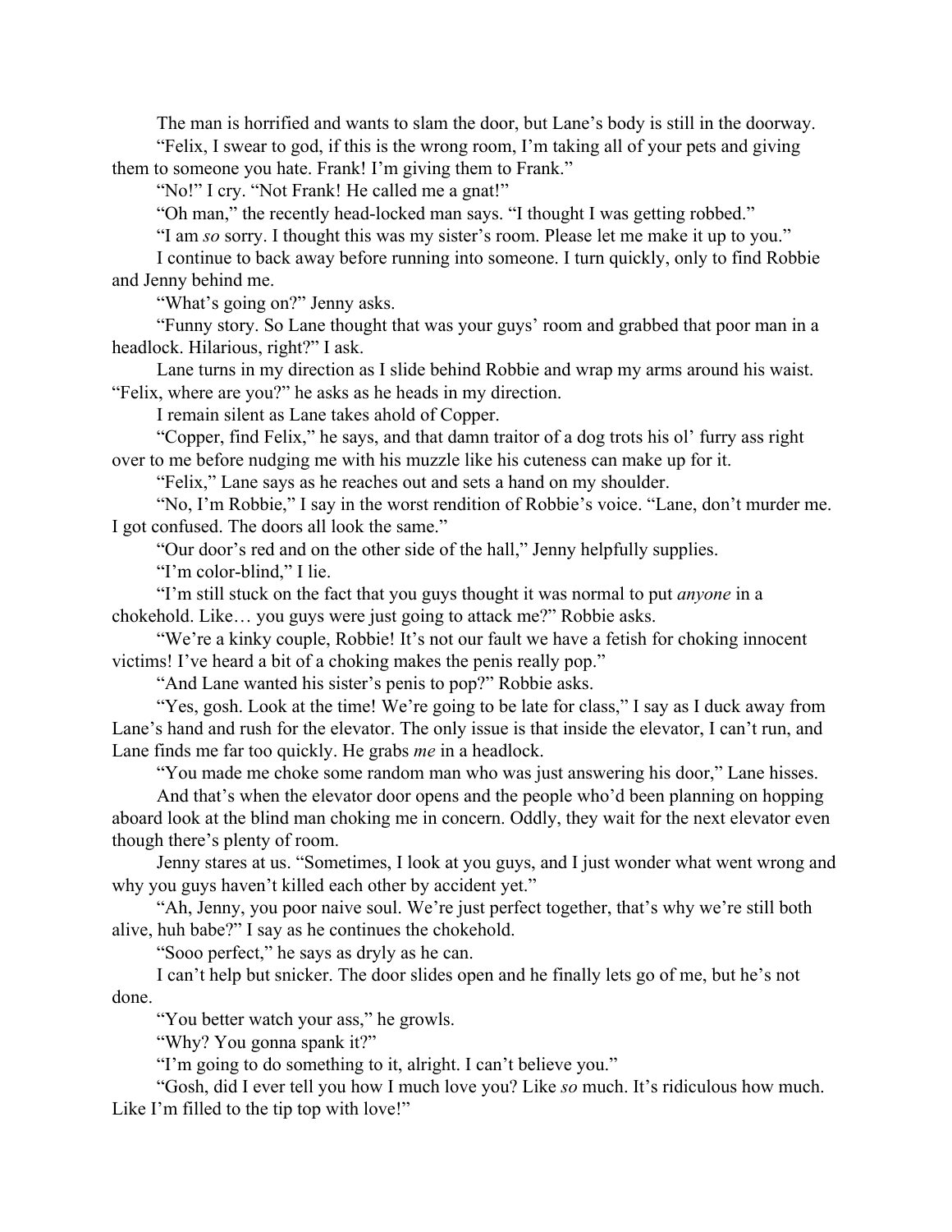The man is horrified and wants to slam the door, but Lane's body is still in the doorway.

"Felix, I swear to god, if this is the wrong room, I'm taking all of your pets and giving them to someone you hate. Frank! I'm giving them to Frank."

"No!" I cry. "Not Frank! He called me a gnat!"

"Oh man," the recently head-locked man says. "I thought I was getting robbed."

"I am *so* sorry. I thought this was my sister's room. Please let me make it up to you."

I continue to back away before running into someone. I turn quickly, only to find Robbie and Jenny behind me.

"What's going on?" Jenny asks.

"Funny story. So Lane thought that was your guys' room and grabbed that poor man in a headlock. Hilarious, right?" I ask.

Lane turns in my direction as I slide behind Robbie and wrap my arms around his waist. "Felix, where are you?" he asks as he heads in my direction.

I remain silent as Lane takes ahold of Copper.

"Copper, find Felix," he says, and that damn traitor of a dog trots his ol' furry ass right over to me before nudging me with his muzzle like his cuteness can make up for it.

"Felix," Lane says as he reaches out and sets a hand on my shoulder.

"No, I'm Robbie," I say in the worst rendition of Robbie's voice. "Lane, don't murder me. I got confused. The doors all look the same."

"Our door's red and on the other side of the hall," Jenny helpfully supplies.

"I'm color-blind," I lie.

"I'm still stuck on the fact that you guys thought it was normal to put *anyone* in a chokehold. Like… you guys were just going to attack me?" Robbie asks.

"We're a kinky couple, Robbie! It's not our fault we have a fetish for choking innocent victims! I've heard a bit of a choking makes the penis really pop."

"And Lane wanted his sister's penis to pop?" Robbie asks.

"Yes, gosh. Look at the time! We're going to be late for class," I say as I duck away from Lane's hand and rush for the elevator. The only issue is that inside the elevator, I can't run, and Lane finds me far too quickly. He grabs *me* in a headlock.

"You made me choke some random man who was just answering his door," Lane hisses.

And that's when the elevator door opens and the people who'd been planning on hopping aboard look at the blind man choking me in concern. Oddly, they wait for the next elevator even though there's plenty of room.

Jenny stares at us. "Sometimes, I look at you guys, and I just wonder what went wrong and why you guys haven't killed each other by accident yet."

"Ah, Jenny, you poor naive soul. We're just perfect together, that's why we're still both alive, huh babe?" I say as he continues the chokehold.

"Sooo perfect," he says as dryly as he can.

I can't help but snicker. The door slides open and he finally lets go of me, but he's not done.

"You better watch your ass," he growls.

"Why? You gonna spank it?"

"I'm going to do something to it, alright. I can't believe you."

"Gosh, did I ever tell you how I much love you? Like *so* much. It's ridiculous how much. Like I'm filled to the tip top with love!"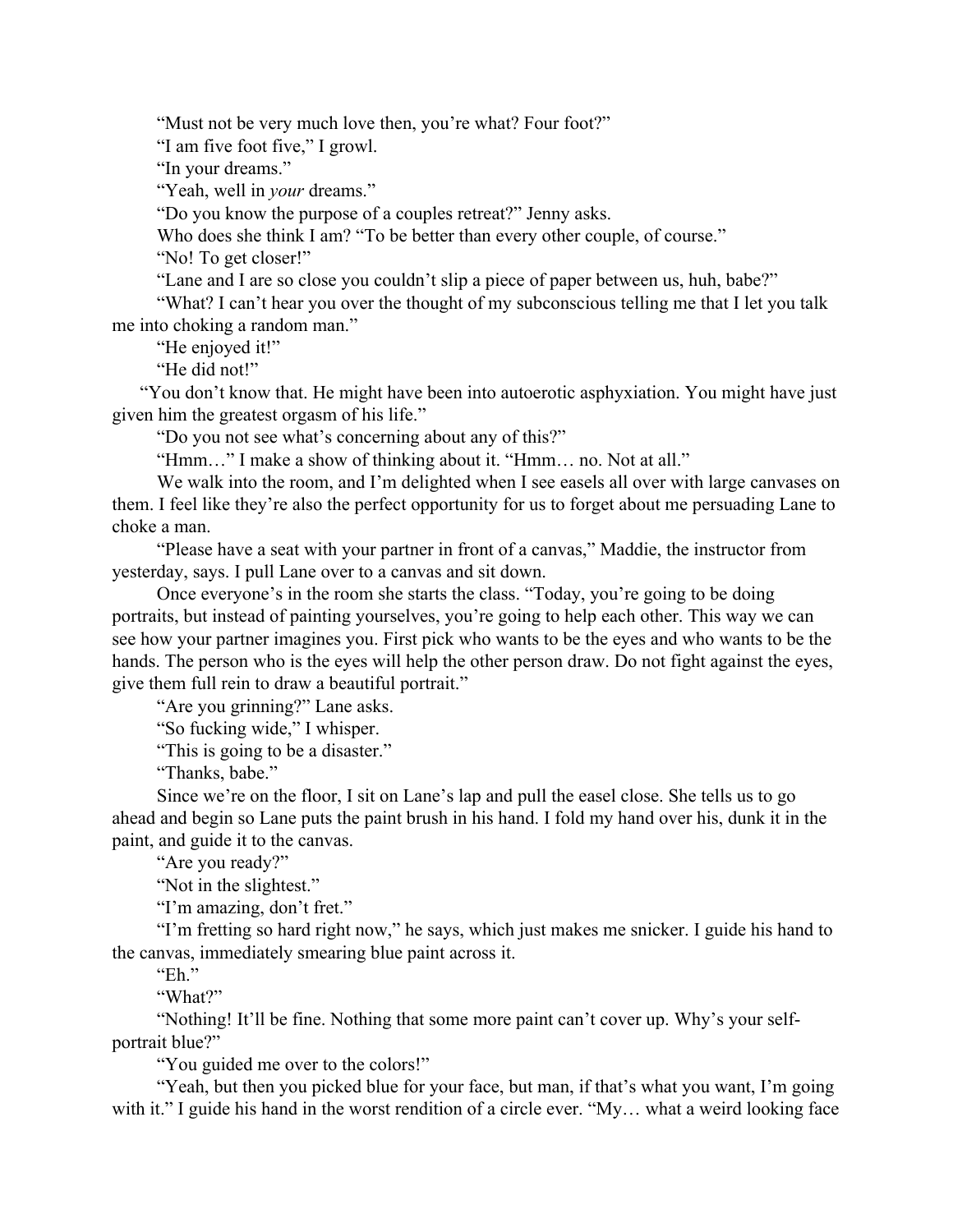"Must not be very much love then, you're what? Four foot?"

"I am five foot five," I growl.

"In your dreams."

"Yeah, well in *your* dreams."

"Do you know the purpose of a couples retreat?" Jenny asks.

Who does she think I am? "To be better than every other couple, of course."

"No! To get closer!"

"Lane and I are so close you couldn't slip a piece of paper between us, huh, babe?"

"What? I can't hear you over the thought of my subconscious telling me that I let you talk me into choking a random man."

"He enjoyed it!"

"He did not!"

"You don't know that. He might have been into autoerotic asphyxiation. You might have just given him the greatest orgasm of his life."

"Do you not see what's concerning about any of this?"

"Hmm…" I make a show of thinking about it. "Hmm… no. Not at all."

We walk into the room, and I'm delighted when I see easels all over with large canvases on them. I feel like they're also the perfect opportunity for us to forget about me persuading Lane to choke a man.

"Please have a seat with your partner in front of a canvas," Maddie, the instructor from yesterday, says. I pull Lane over to a canvas and sit down.

Once everyone's in the room she starts the class. "Today, you're going to be doing portraits, but instead of painting yourselves, you're going to help each other. This way we can see how your partner imagines you. First pick who wants to be the eyes and who wants to be the hands. The person who is the eyes will help the other person draw. Do not fight against the eyes, give them full rein to draw a beautiful portrait."

"Are you grinning?" Lane asks.

"So fucking wide," I whisper.

"This is going to be a disaster."

"Thanks, babe."

Since we're on the floor, I sit on Lane's lap and pull the easel close. She tells us to go ahead and begin so Lane puts the paint brush in his hand. I fold my hand over his, dunk it in the paint, and guide it to the canvas.

"Are you ready?"

"Not in the slightest."

"I'm amazing, don't fret."

"I'm fretting so hard right now," he says, which just makes me snicker. I guide his hand to the canvas, immediately smearing blue paint across it.

"Eh."

"What?"

"Nothing! It'll be fine. Nothing that some more paint can't cover up. Why's your self-portrait blue?"

"You guided me over to the colors!"

"Yeah, but then you picked blue for your face, but man, if that's what you want, I'm going with it." I guide his hand in the worst rendition of a circle ever. "My… what a weird looking face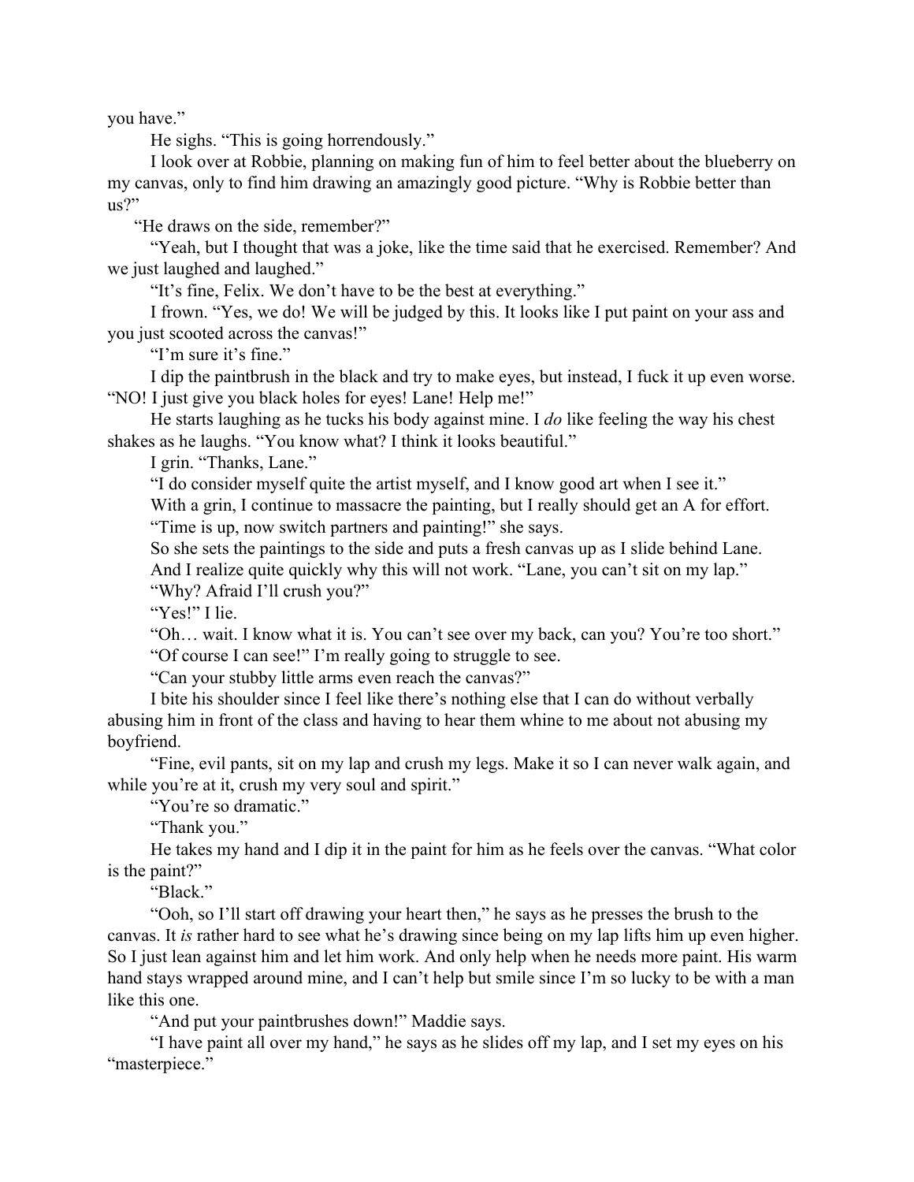you have."

He sighs. "This is going horrendously."

I look over at Robbie, planning on making fun of him to feel better about the blueberry on my canvas, only to find him drawing an amazingly good picture. "Why is Robbie better than us?"

"He draws on the side, remember?"

"Yeah, but I thought that was a joke, like the time said that he exercised. Remember? And we just laughed and laughed."

"It's fine, Felix. We don't have to be the best at everything."

I frown. "Yes, we do! We will be judged by this. It looks like I put paint on your ass and you just scooted across the canvas!"

"I'm sure it's fine."

I dip the paintbrush in the black and try to make eyes, but instead, I fuck it up even worse. "NO! I just give you black holes for eyes! Lane! Help me!"

He starts laughing as he tucks his body against mine. I *do* like feeling the way his chest shakes as he laughs. "You know what? I think it looks beautiful."

I grin. "Thanks, Lane."

"I do consider myself quite the artist myself, and I know good art when I see it."

With a grin, I continue to massacre the painting, but I really should get an A for effort.

"Time is up, now switch partners and painting!" she says.

So she sets the paintings to the side and puts a fresh canvas up as I slide behind Lane.

And I realize quite quickly why this will not work. "Lane, you can't sit on my lap."

"Why? Afraid I'll crush you?"

"Yes!" I lie.

"Oh… wait. I know what it is. You can't see over my back, can you? You're too short."

"Of course I can see!" I'm really going to struggle to see.

"Can your stubby little arms even reach the canvas?"

I bite his shoulder since I feel like there's nothing else that I can do without verbally abusing him in front of the class and having to hear them whine to me about not abusing my boyfriend.

"Fine, evil pants, sit on my lap and crush my legs. Make it so I can never walk again, and while you're at it, crush my very soul and spirit."

"You're so dramatic."

"Thank you."

He takes my hand and I dip it in the paint for him as he feels over the canvas. "What color is the paint?"

"Black."

"Ooh, so I'll start off drawing your heart then," he says as he presses the brush to the canvas. It *is* rather hard to see what he's drawing since being on my lap lifts him up even higher. So I just lean against him and let him work. And only help when he needs more paint. His warm hand stays wrapped around mine, and I can't help but smile since I'm so lucky to be with a man like this one.

"And put your paintbrushes down!" Maddie says.

"I have paint all over my hand," he says as he slides off my lap, and I set my eyes on his "masterpiece."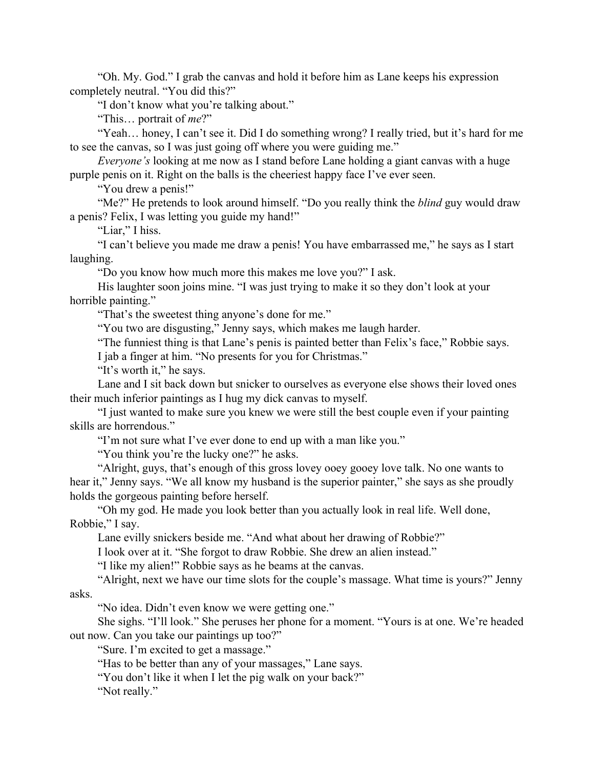"Oh. My. God." I grab the canvas and hold it before him as Lane keeps his expression completely neutral. "You did this?"

"I don't know what you're talking about."

"This… portrait of *me*?"

"Yeah… honey, I can't see it. Did I do something wrong? I really tried, but it's hard for me to see the canvas, so I was just going off where you were guiding me."

*Everyone's* looking at me now as I stand before Lane holding a giant canvas with a huge purple penis on it. Right on the balls is the cheeriest happy face I've ever seen.

"You drew a penis!"

"Me?" He pretends to look around himself. "Do you really think the *blind* guy would draw a penis? Felix, I was letting you guide my hand!"

"Liar," I hiss.

"I can't believe you made me draw a penis! You have embarrassed me," he says as I start laughing.

"Do you know how much more this makes me love you?" I ask.

His laughter soon joins mine. "I was just trying to make it so they don't look at your horrible painting."

"That's the sweetest thing anyone's done for me."

"You two are disgusting," Jenny says, which makes me laugh harder.

"The funniest thing is that Lane's penis is painted better than Felix's face," Robbie says.

I jab a finger at him. "No presents for you for Christmas."

"It's worth it," he says.

Lane and I sit back down but snicker to ourselves as everyone else shows their loved ones their much inferior paintings as I hug my dick canvas to myself.

"I just wanted to make sure you knew we were still the best couple even if your painting skills are horrendous."

"I'm not sure what I've ever done to end up with a man like you."

"You think you're the lucky one?" he asks.

"Alright, guys, that's enough of this gross lovey ooey gooey love talk. No one wants to hear it," Jenny says. "We all know my husband is the superior painter," she says as she proudly holds the gorgeous painting before herself.

"Oh my god. He made you look better than you actually look in real life. Well done, Robbie," I say.

Lane evilly snickers beside me. "And what about her drawing of Robbie?"

I look over at it. "She forgot to draw Robbie. She drew an alien instead."

"I like my alien!" Robbie says as he beams at the canvas.

"Alright, next we have our time slots for the couple's massage. What time is yours?" Jenny asks.

"No idea. Didn't even know we were getting one."

She sighs. "I'll look." She peruses her phone for a moment. "Yours is at one. We're headed out now. Can you take our paintings up too?"

"Sure. I'm excited to get a massage."

"Has to be better than any of your massages," Lane says.

"You don't like it when I let the pig walk on your back?"

"Not really."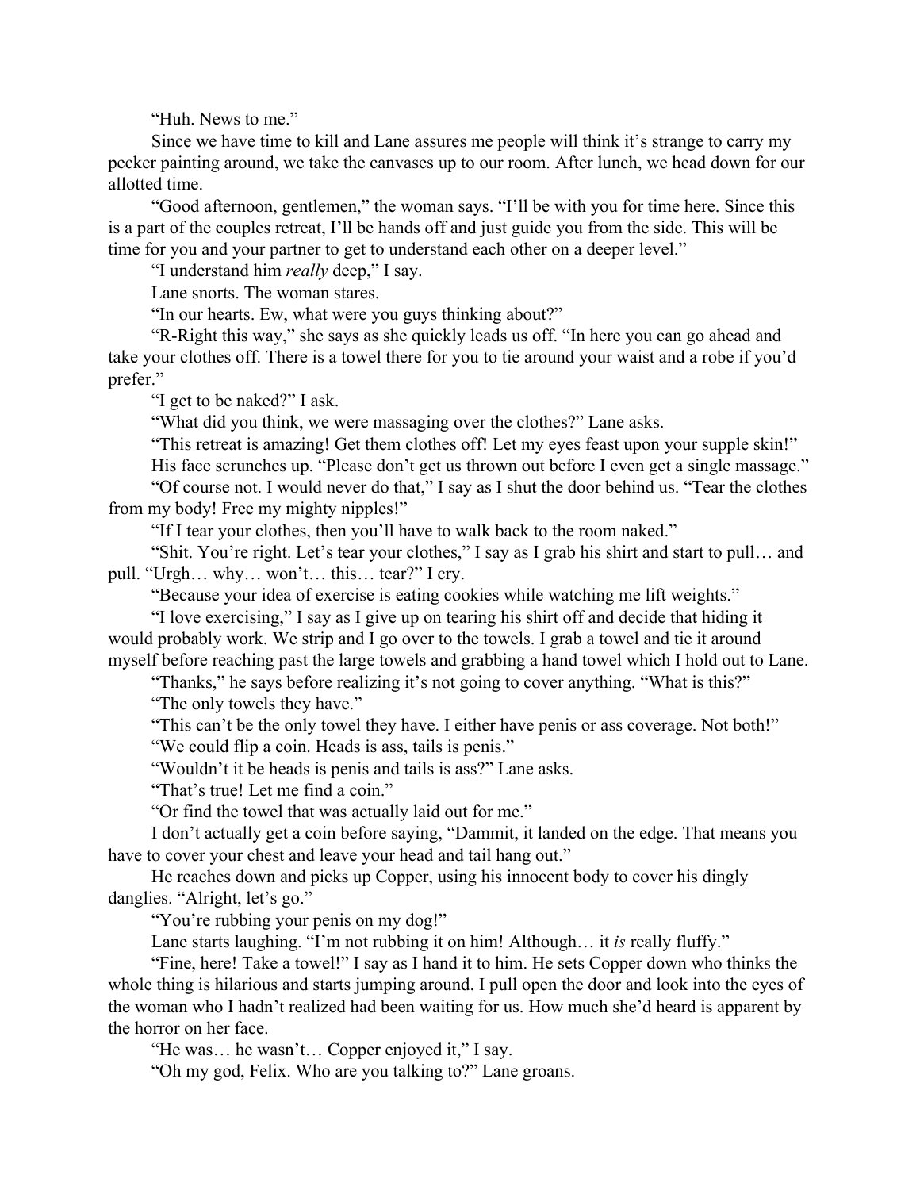"Huh. News to me."

Since we have time to kill and Lane assures me people will think it's strange to carry my pecker painting around, we take the canvases up to our room. After lunch, we head down for our allotted time.

"Good afternoon, gentlemen," the woman says. "I'll be with you for time here. Since this is a part of the couples retreat, I'll be hands off and just guide you from the side. This will be time for you and your partner to get to understand each other on a deeper level."

"I understand him *really* deep," I say.

Lane snorts. The woman stares.

"In our hearts. Ew, what were you guys thinking about?"

"R-Right this way," she says as she quickly leads us off. "In here you can go ahead and take your clothes off. There is a towel there for you to tie around your waist and a robe if you'd prefer."

"I get to be naked?" I ask.

"What did you think, we were massaging over the clothes?" Lane asks.

"This retreat is amazing! Get them clothes off! Let my eyes feast upon your supple skin!"

His face scrunches up. "Please don't get us thrown out before I even get a single massage."

"Of course not. I would never do that," I say as I shut the door behind us. "Tear the clothes from my body! Free my mighty nipples!"

"If I tear your clothes, then you'll have to walk back to the room naked."

"Shit. You're right. Let's tear your clothes," I say as I grab his shirt and start to pull… and pull. "Urgh… why… won't… this… tear?" I cry.

"Because your idea of exercise is eating cookies while watching me lift weights."

"I love exercising," I say as I give up on tearing his shirt off and decide that hiding it would probably work. We strip and I go over to the towels. I grab a towel and tie it around myself before reaching past the large towels and grabbing a hand towel which I hold out to Lane.

"Thanks," he says before realizing it's not going to cover anything. "What is this?"

"The only towels they have."

"This can't be the only towel they have. I either have penis or ass coverage. Not both!"

"We could flip a coin. Heads is ass, tails is penis."

"Wouldn't it be heads is penis and tails is ass?" Lane asks.

"That's true! Let me find a coin."

"Or find the towel that was actually laid out for me."

I don't actually get a coin before saying, "Dammit, it landed on the edge. That means you have to cover your chest and leave your head and tail hang out."

He reaches down and picks up Copper, using his innocent body to cover his dingly danglies. "Alright, let's go."

"You're rubbing your penis on my dog!"

Lane starts laughing. "I'm not rubbing it on him! Although… it *is* really fluffy."

"Fine, here! Take a towel!" I say as I hand it to him. He sets Copper down who thinks the whole thing is hilarious and starts jumping around. I pull open the door and look into the eyes of the woman who I hadn't realized had been waiting for us. How much she'd heard is apparent by the horror on her face.

"He was… he wasn't… Copper enjoyed it," I say.

"Oh my god, Felix. Who are you talking to?" Lane groans.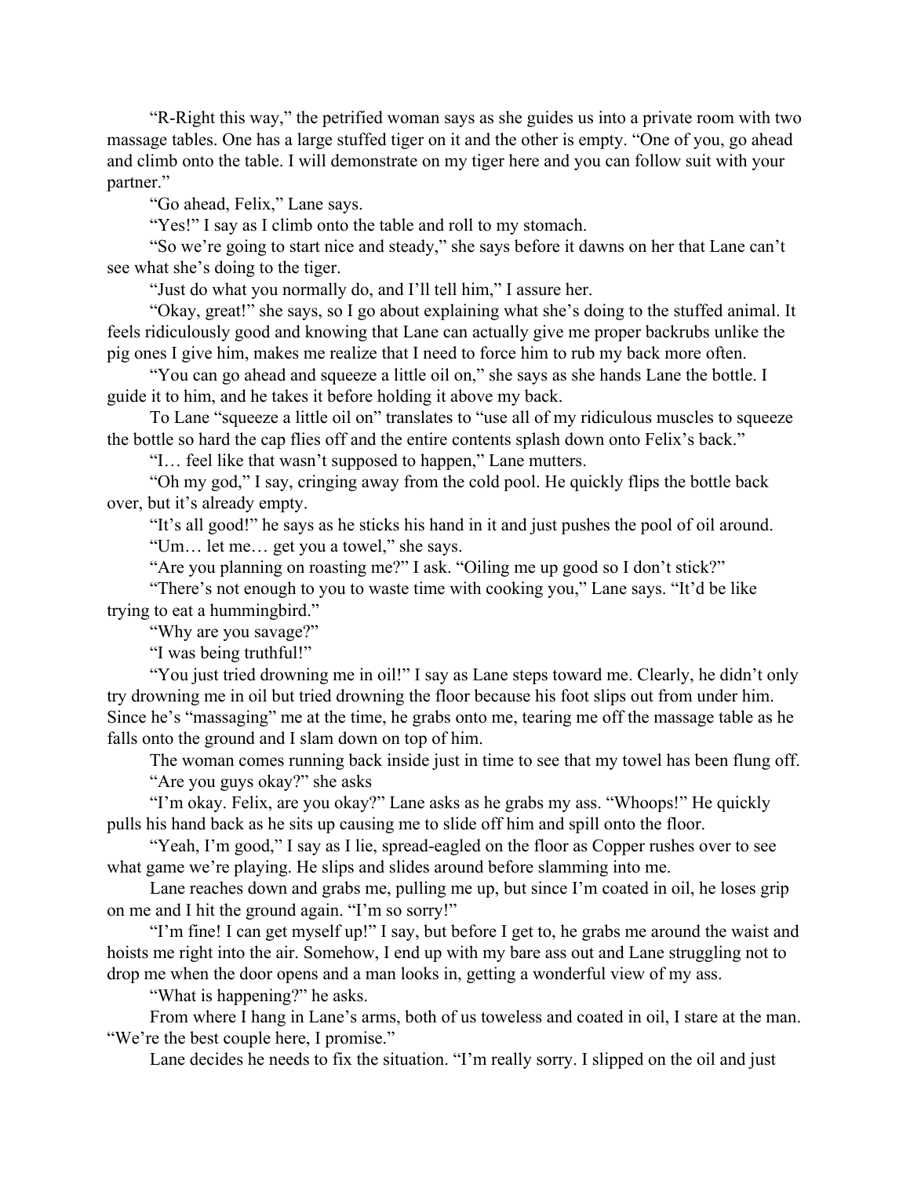"R-Right this way," the petrified woman says as she guides us into a private room with two massage tables. One has a large stuffed tiger on it and the other is empty. "One of you, go ahead and climb onto the table. I will demonstrate on my tiger here and you can follow suit with your partner."

"Go ahead, Felix," Lane says.

"Yes!" I say as I climb onto the table and roll to my stomach.

"So we're going to start nice and steady," she says before it dawns on her that Lane can't see what she's doing to the tiger.

"Just do what you normally do, and I'll tell him," I assure her.

"Okay, great!" she says, so I go about explaining what she's doing to the stuffed animal. It feels ridiculously good and knowing that Lane can actually give me proper backrubs unlike the pig ones I give him, makes me realize that I need to force him to rub my back more often.

"You can go ahead and squeeze a little oil on," she says as she hands Lane the bottle. I guide it to him, and he takes it before holding it above my back.

To Lane "squeeze a little oil on" translates to "use all of my ridiculous muscles to squeeze the bottle so hard the cap flies off and the entire contents splash down onto Felix's back."

"I… feel like that wasn't supposed to happen," Lane mutters.

"Oh my god," I say, cringing away from the cold pool. He quickly flips the bottle back over, but it's already empty.

"It's all good!" he says as he sticks his hand in it and just pushes the pool of oil around.

"Um… let me… get you a towel," she says.

"Are you planning on roasting me?" I ask. "Oiling me up good so I don't stick?"

"There's not enough to you to waste time with cooking you," Lane says. "It'd be like trying to eat a hummingbird."

"Why are you savage?"

"I was being truthful!"

"You just tried drowning me in oil!" I say as Lane steps toward me. Clearly, he didn't only try drowning me in oil but tried drowning the floor because his foot slips out from under him. Since he's "massaging" me at the time, he grabs onto me, tearing me off the massage table as he falls onto the ground and I slam down on top of him.

The woman comes running back inside just in time to see that my towel has been flung off.

"Are you guys okay?" she asks

"I'm okay. Felix, are you okay?" Lane asks as he grabs my ass. "Whoops!" He quickly pulls his hand back as he sits up causing me to slide off him and spill onto the floor.

"Yeah, I'm good," I say as I lie, spread-eagled on the floor as Copper rushes over to see what game we're playing. He slips and slides around before slamming into me.

Lane reaches down and grabs me, pulling me up, but since I'm coated in oil, he loses grip on me and I hit the ground again. "I'm so sorry!"

"I'm fine! I can get myself up!" I say, but before I get to, he grabs me around the waist and hoists me right into the air. Somehow, I end up with my bare ass out and Lane struggling not to drop me when the door opens and a man looks in, getting a wonderful view of my ass.

"What is happening?" he asks.

From where I hang in Lane's arms, both of us towelless and coated in oil, I stare at the man. "We're the best couple here, I promise."

Lane decides he needs to fix the situation. "I'm really sorry. I slipped on the oil and just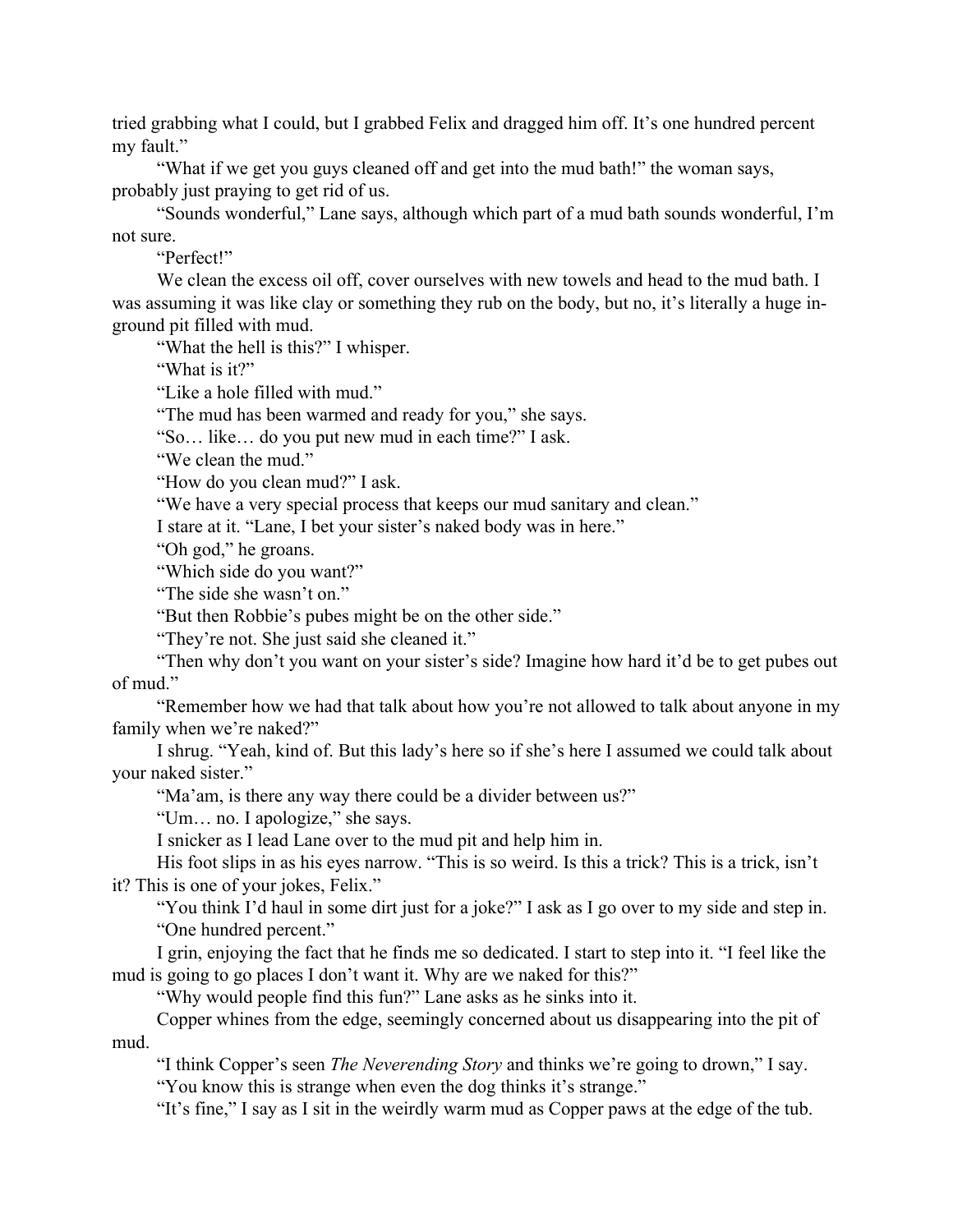tried grabbing what I could, but I grabbed Felix and dragged him off. It's one hundred percent my fault."

"What if we get you guys cleaned off and get into the mud bath!" the woman says, probably just praying to get rid of us.

"Sounds wonderful," Lane says, although which part of a mud bath sounds wonderful, I'm not sure.

"Perfect!"

We clean the excess oil off, cover ourselves with new towels and head to the mud bath. I was assuming it was like clay or something they rub on the body, but no, it's literally a huge in-ground pit filled with mud.

"What the hell is this?" I whisper.

"What is it?"

"Like a hole filled with mud."

"The mud has been warmed and ready for you," she says.

"So… like… do you put new mud in each time?" I ask.

"We clean the mud."

"How do you clean mud?" I ask.

"We have a very special process that keeps our mud sanitary and clean."

I stare at it. "Lane, I bet your sister's naked body was in here."

"Oh god," he groans.

"Which side do you want?"

"The side she wasn't on."

"But then Robbie's pubes might be on the other side."

"They're not. She just said she cleaned it."

"Then why don't you want on your sister's side? Imagine how hard it'd be to get pubes out of mud."

"Remember how we had that talk about how you're not allowed to talk about anyone in my family when we're naked?"

I shrug. "Yeah, kind of. But this lady's here so if she's here I assumed we could talk about your naked sister."

"Ma'am, is there any way there could be a divider between us?"

"Um… no. I apologize," she says.

I snicker as I lead Lane over to the mud pit and help him in.

His foot slips in as his eyes narrow. "This is so weird. Is this a trick? This is a trick, isn't it? This is one of your jokes, Felix."

"You think I'd haul in some dirt just for a joke?" I ask as I go over to my side and step in.

"One hundred percent."

I grin, enjoying the fact that he finds me so dedicated. I start to step into it. "I feel like the mud is going to go places I don't want it. Why are we naked for this?"

"Why would people find this fun?" Lane asks as he sinks into it.

Copper whines from the edge, seemingly concerned about us disappearing into the pit of mud.

"I think Copper's seen *The Neverending Story* and thinks we're going to drown," I say.

"You know this is strange when even the dog thinks it's strange."

"It's fine," I say as I sit in the weirdly warm mud as Copper paws at the edge of the tub.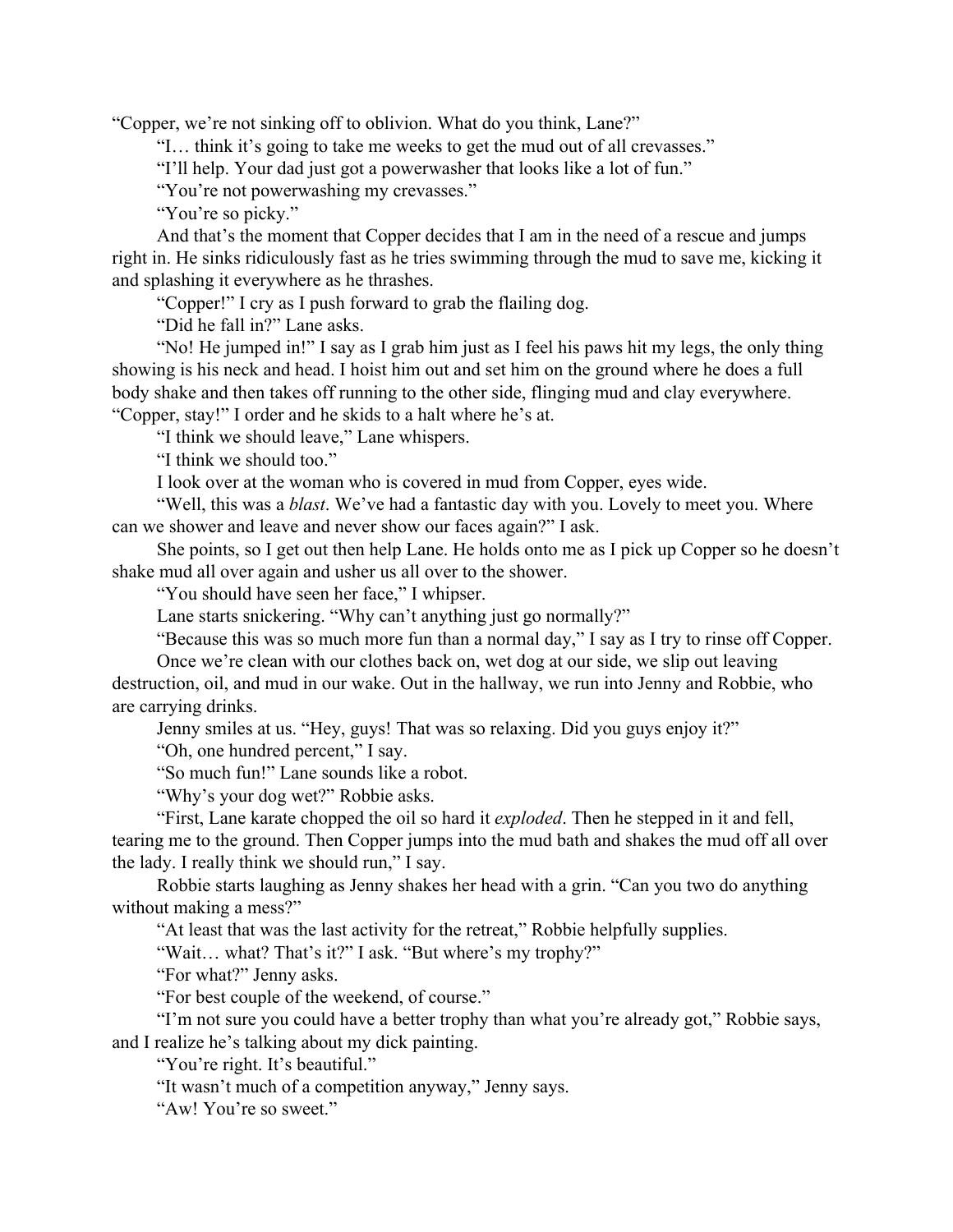"Copper, we're not sinking off to oblivion. What do you think, Lane?"

"I… think it's going to take me weeks to get the mud out of all crevasses."

"I'll help. Your dad just got a powerwasher that looks like a lot of fun."

"You're not powerwashing my crevasses."

"You're so picky."

And that's the moment that Copper decides that I am in the need of a rescue and jumps right in. He sinks ridiculously fast as he tries swimming through the mud to save me, kicking it and splashing it everywhere as he thrashes.

"Copper!" I cry as I push forward to grab the flailing dog.

"Did he fall in?" Lane asks.

"No! He jumped in!" I say as I grab him just as I feel his paws hit my legs, the only thing showing is his neck and head. I hoist him out and set him on the ground where he does a full body shake and then takes off running to the other side, flinging mud and clay everywhere. "Copper, stay!" I order and he skids to a halt where he's at.

"I think we should leave," Lane whispers.

"I think we should too."

I look over at the woman who is covered in mud from Copper, eyes wide.

"Well, this was a *blast*. We've had a fantastic day with you. Lovely to meet you. Where can we shower and leave and never show our faces again?" I ask.

She points, so I get out then help Lane. He holds onto me as I pick up Copper so he doesn't shake mud all over again and usher us all over to the shower.

"You should have seen her face," I whipser.

Lane starts snickering. "Why can't anything just go normally?"

"Because this was so much more fun than a normal day," I say as I try to rinse off Copper.

Once we're clean with our clothes back on, wet dog at our side, we slip out leaving destruction, oil, and mud in our wake. Out in the hallway, we run into Jenny and Robbie, who are carrying drinks.

Jenny smiles at us. "Hey, guys! That was so relaxing. Did you guys enjoy it?"

"Oh, one hundred percent," I say.

"So much fun!" Lane sounds like a robot.

"Why's your dog wet?" Robbie asks.

"First, Lane karate chopped the oil so hard it *exploded*. Then he stepped in it and fell, tearing me to the ground. Then Copper jumps into the mud bath and shakes the mud off all over the lady. I really think we should run," I say.

Robbie starts laughing as Jenny shakes her head with a grin. "Can you two do anything without making a mess?"

"At least that was the last activity for the retreat," Robbie helpfully supplies.

"Wait… what? That's it?" I ask. "But where's my trophy?"

"For what?" Jenny asks.

"For best couple of the weekend, of course."

"I'm not sure you could have a better trophy than what you're already got," Robbie says, and I realize he's talking about my dick painting.

"You're right. It's beautiful."

"It wasn't much of a competition anyway," Jenny says.

"Aw! You're so sweet."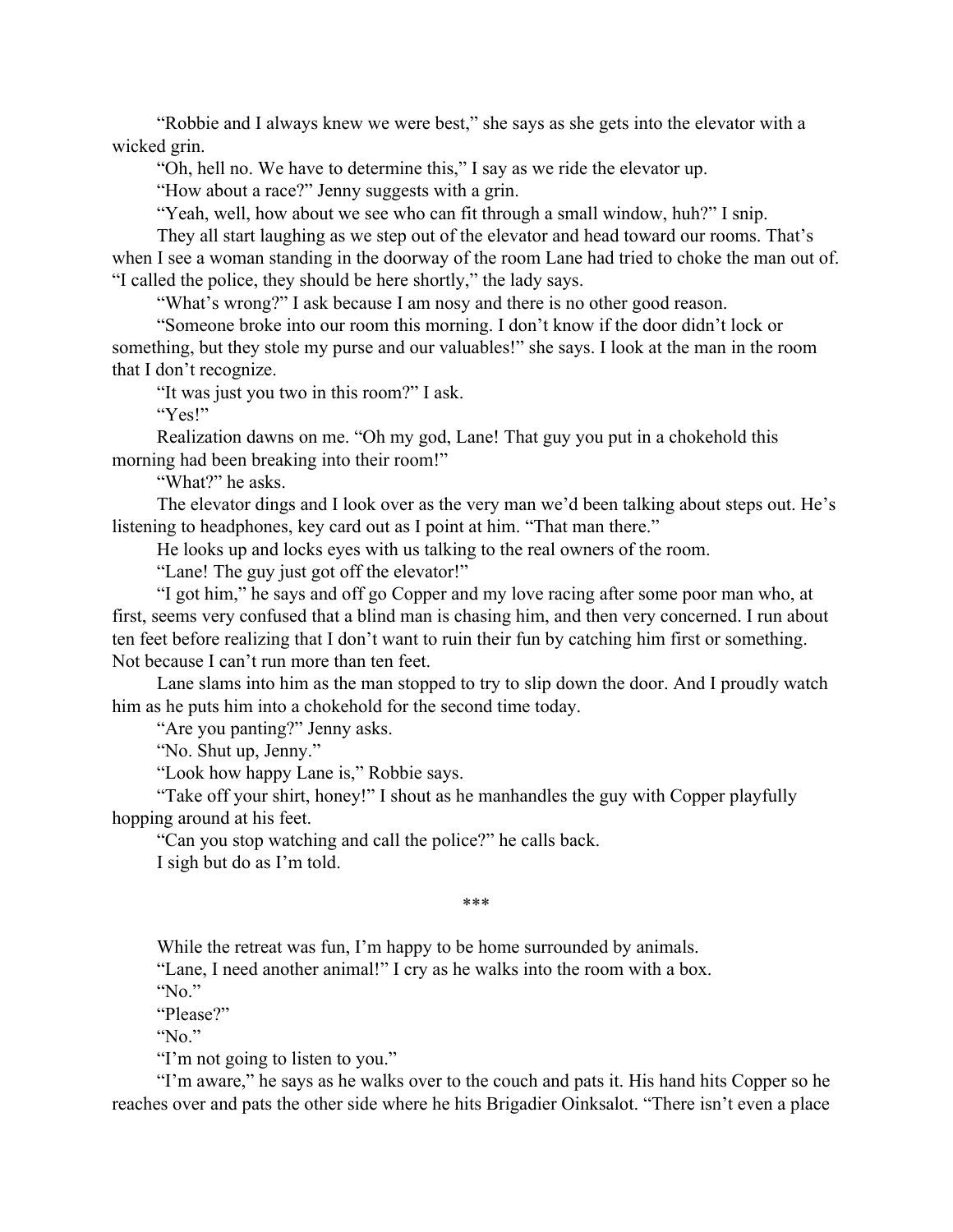“Robbie and I always knew we were best,” she says as she gets into the elevator with a wicked grin.

“Oh, hell no. We have to determine this,” I say as we ride the elevator up.

“How about a race?” Jenny suggests with a grin.

“Yeah, well, how about we see who can fit through a small window, huh?” I snip.

They all start laughing as we step out of the elevator and head toward our rooms. That’s when I see a woman standing in the doorway of the room Lane had tried to choke the man out of. “I called the police, they should be here shortly,” the lady says.

“What’s wrong?” I ask because I am nosy and there is no other good reason.

“Someone broke into our room this morning. I don’t know if the door didn’t lock or something, but they stole my purse and our valuables!” she says. I look at the man in the room that I don’t recognize.

“It was just you two in this room?” I ask.

“Yes!”

Realization dawns on me. “Oh my god, Lane! That guy you put in a chokehold this morning had been breaking into their room!”

“What?” he asks.

The elevator dings and I look over as the very man we’d been talking about steps out. He’s listening to headphones, key card out as I point at him. “That man there.”

He looks up and locks eyes with us talking to the real owners of the room.

“Lane! The guy just got off the elevator!”

“I got him,” he says and off go Copper and my love racing after some poor man who, at first, seems very confused that a blind man is chasing him, and then very concerned. I run about ten feet before realizing that I don’t want to ruin their fun by catching him first or something. Not because I can’t run more than ten feet.

Lane slams into him as the man stopped to try to slip down the door. And I proudly watch him as he puts him into a chokehold for the second time today.

“Are you panting?” Jenny asks.

“No. Shut up, Jenny.”

“Look how happy Lane is,” Robbie says.

“Take off your shirt, honey!” I shout as he manhandles the guy with Copper playfully hopping around at his feet.

“Can you stop watching and call the police?” he calls back.

I sigh but do as I’m told.

\*\*\*

While the retreat was fun, I’m happy to be home surrounded by animals.

“Lane, I need another animal!” I cry as he walks into the room with a box.

“No.”

“Please?”

“No.”

“I’m not going to listen to you.”

“I’m aware,” he says as he walks over to the couch and pats it. His hand hits Copper so he reaches over and pats the other side where he hits Brigadier Oinksalot. “There isn’t even a place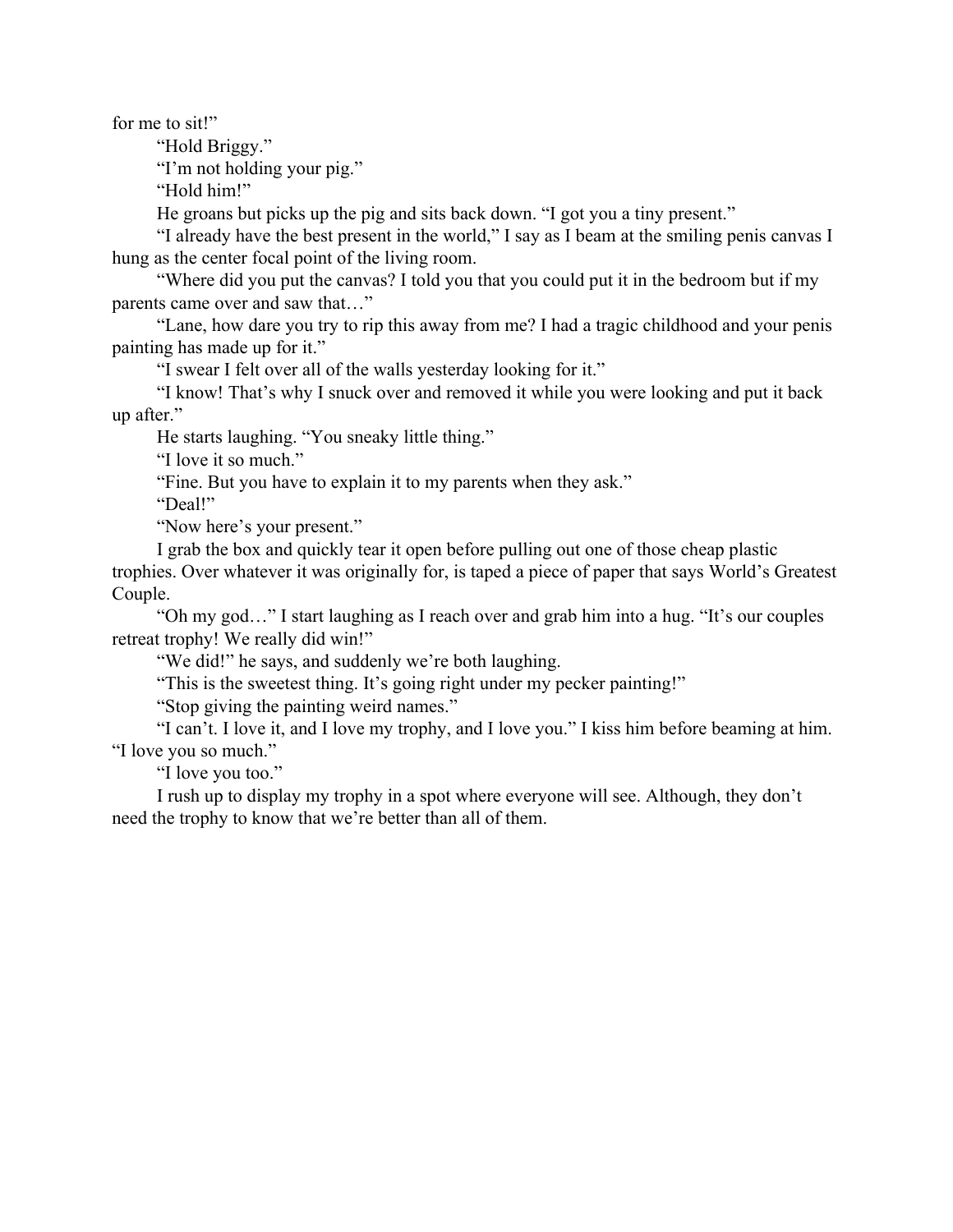for me to sit!"

"Hold Briggy."

"I'm not holding your pig."

"Hold him!"

He groans but picks up the pig and sits back down. "I got you a tiny present."

"I already have the best present in the world," I say as I beam at the smiling penis canvas I hung as the center focal point of the living room.

"Where did you put the canvas? I told you that you could put it in the bedroom but if my parents came over and saw that…"

"Lane, how dare you try to rip this away from me? I had a tragic childhood and your penis painting has made up for it."

"I swear I felt over all of the walls yesterday looking for it."

"I know! That's why I snuck over and removed it while you were looking and put it back up after."

He starts laughing. "You sneaky little thing."

"I love it so much."

"Fine. But you have to explain it to my parents when they ask."

"Deal!"

"Now here's your present."

I grab the box and quickly tear it open before pulling out one of those cheap plastic trophies. Over whatever it was originally for, is taped a piece of paper that says World's Greatest Couple.

"Oh my god…" I start laughing as I reach over and grab him into a hug. "It's our couples retreat trophy! We really did win!"

"We did!" he says, and suddenly we're both laughing.

"This is the sweetest thing. It's going right under my pecker painting!"

"Stop giving the painting weird names."

"I can't. I love it, and I love my trophy, and I love you." I kiss him before beaming at him. "I love you so much."

"I love you too."

I rush up to display my trophy in a spot where everyone will see. Although, they don't need the trophy to know that we're better than all of them.